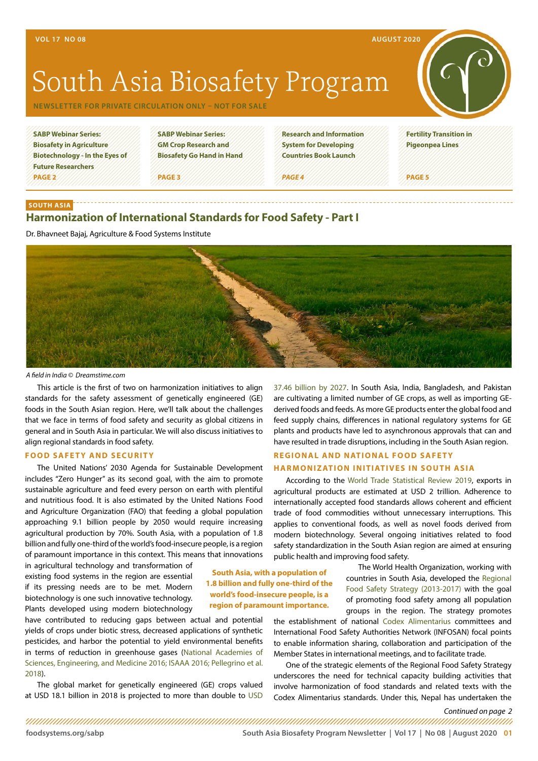# South Asia Biosafety Program

NEWSLETTER FOR PRIVATE CIRCULATION ONLY – NOT FOR SALE

VOL 17 NO 08 | AUGUST 2020

- **SABP Webinar Series: Biosafety in Agriculture Biotechnology - In the Eyes of Future Researchers** PAGE 2
- **SABP Webinar Series: GM Crop Research and Biosafety Go Hand in Hand** PAGE 3
- **Research and Information System for Developing Countries Book Launch** PAGE 4
- **Fertility Transition in Pigeonpea Lines** PAGE 5

SOUTH ASIA

## Harmonization of International Standards for Food Safety - Part I

Dr. Bhavneet Bajaj, Agriculture & Food Systems Institute

*A field in India © Dreamstime.com*

This article is the first of two on harmonization initiatives to align standards for the safety assessment of genetically engineered (GE) foods in the South Asian region. Here, we'll talk about the challenges that we face in terms of food safety and security as global citizens in general and in South Asia in particular. We will also discuss initiatives to align regional standards in food safety.

### FOOD SAFETY AND SECURITY

The United Nations' 2030 Agenda for Sustainable Development includes "Zero Hunger" as its second goal, with the aim to promote sustainable agriculture and feed every person on earth with plentiful and nutritious food. It is also estimated by the United Nations Food and Agriculture Organization (FAO) that feeding a global population approaching 9.1 billion people by 2050 would require increasing agricultural production by 70%. South Asia, with a population of 1.8 billion and fully one-third of the world's food-insecure people, is a region of paramount importance in this context. This means that innovations in agricultural technology and transformation of existing food systems in the region are essential if its pressing needs are to be met. Modern biotechnology is one such innovative technology. Plants developed using modern biotechnology have contributed to reducing gaps between actual and potential yields of crops under biotic stress, decreased applications of synthetic pesticides, and harbor the potential to yield environmental benefits in terms of reduction in greenhouse gases (National Academies of Sciences, Engineering, and Medicine 2016; ISAAA 2016; Pellegrino et al. 2018).

> **South Asia, with a population of 1.8 billion and fully one-third of the world's food-insecure people, is a region of paramount importance.**

The global market for genetically engineered (GE) crops valued at USD 18.1 billion in 2018 is projected to more than double to USD 37.46 billion by 2027. In South Asia, India, Bangladesh, and Pakistan are cultivating a limited number of GE crops, as well as importing GE-derived foods and feeds. As more GE products enter the global food and feed supply chains, differences in national regulatory systems for GE plants and products have led to asynchronous approvals that can and have resulted in trade disruptions, including in the South Asian region.

### REGIONAL AND NATIONAL FOOD SAFETY HARMONIZATION INITIATIVES IN SOUTH ASIA

According to the World Trade Statistical Review 2019, exports in agricultural products are estimated at USD 2 trillion. Adherence to internationally accepted food standards allows coherent and efficient trade of food commodities without unnecessary interruptions. This applies to conventional foods, as well as novel foods derived from modern biotechnology. Several ongoing initiatives related to food safety standardization in the South Asian region are aimed at ensuring public health and improving food safety.

The World Health Organization, working with countries in South Asia, developed the Regional Food Safety Strategy (2013-2017) with the goal of promoting food safety among all population groups in the region. The strategy promotes the establishment of national Codex Alimentarius committees and International Food Safety Authorities Network (INFOSAN) focal points to enable information sharing, collaboration and participation of the Member States in international meetings, and to facilitate trade.

One of the strategic elements of the Regional Food Safety Strategy underscores the need for technical capacity building activities that involve harmonization of food standards and related texts with the Codex Alimentarius standards. Under this, Nepal has undertaken the

*Continued on page 2*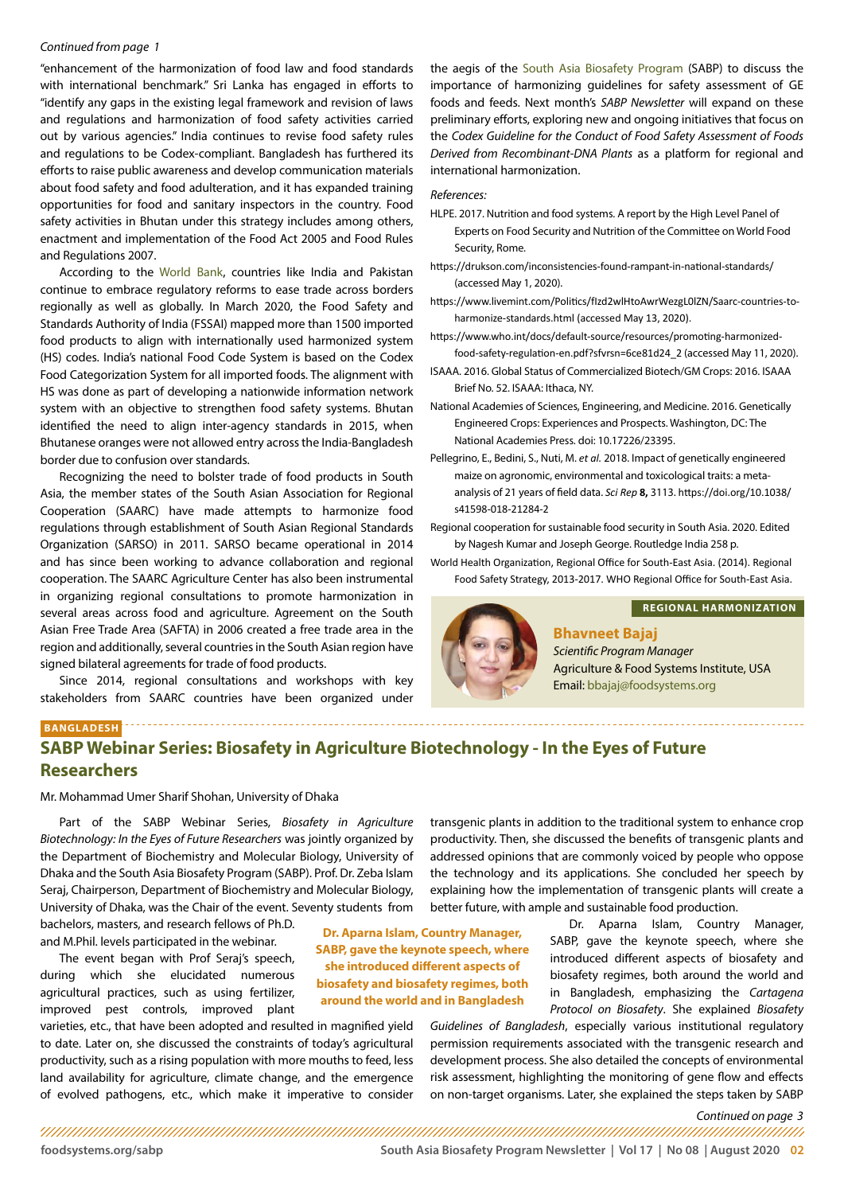*Continued from page 1*

"enhancement of the harmonization of food law and food standards with international benchmark." Sri Lanka has engaged in efforts to "identify any gaps in the existing legal framework and revision of laws and regulations and harmonization of food safety activities carried out by various agencies." India continues to revise food safety rules and regulations to be Codex-compliant. Bangladesh has furthered its efforts to raise public awareness and develop communication materials about food safety and food adulteration, and it has expanded training opportunities for food and sanitary inspectors in the country. Food safety activities in Bhutan under this strategy includes among others, enactment and implementation of the Food Act 2005 and Food Rules and Regulations 2007.

According to the World Bank, countries like India and Pakistan continue to embrace regulatory reforms to ease trade across borders regionally as well as globally. In March 2020, the Food Safety and Standards Authority of India (FSSAI) mapped more than 1500 imported food products to align with internationally used harmonized system (HS) codes. India's national Food Code System is based on the Codex Food Categorization System for all imported foods. The alignment with HS was done as part of developing a nationwide information network system with an objective to strengthen food safety systems. Bhutan identified the need to align inter-agency standards in 2015, when Bhutanese oranges were not allowed entry across the India-Bangladesh border due to confusion over standards.

Recognizing the need to bolster trade of food products in South Asia, the member states of the South Asian Association for Regional Cooperation (SAARC) have made attempts to harmonize food regulations through establishment of South Asian Regional Standards Organization (SARSO) in 2011. SARSO became operational in 2014 and has since been working to advance collaboration and regional cooperation. The SAARC Agriculture Center has also been instrumental in organizing regional consultations to promote harmonization in several areas across food and agriculture. Agreement on the South Asian Free Trade Area (SAFTA) in 2006 created a free trade area in the region and additionally, several countries in the South Asian region have signed bilateral agreements for trade of food products.

Since 2014, regional consultations and workshops with key stakeholders from SAARC countries have been organized under the aegis of the South Asia Biosafety Program (SABP) to discuss the importance of harmonizing guidelines for safety assessment of GE foods and feeds. Next month's *SABP Newsletter* will expand on these preliminary efforts, exploring new and ongoing initiatives that focus on the *Codex Guideline for the Conduct of Food Safety Assessment of Foods Derived from Recombinant-DNA Plants* as a platform for regional and international harmonization.

*References:*

HLPE. 2017. Nutrition and food systems. A report by the High Level Panel of Experts on Food Security and Nutrition of the Committee on World Food Security, Rome.

https://drukson.com/inconsistencies-found-rampant-in-national-standards/ (accessed May 1, 2020).

https://www.livemint.com/Politics/fIzd2wlHtoAwrWezgL0lZN/Saarc-countries-to-harmonize-standards.html (accessed May 13, 2020).

https://www.who.int/docs/default-source/resources/promoting-harmonized-food-safety-regulation-en.pdf?sfvrsn=6ce81d24_2 (accessed May 11, 2020).

ISAAA. 2016. Global Status of Commercialized Biotech/GM Crops: 2016. ISAAA Brief No. 52. ISAAA: Ithaca, NY.

National Academies of Sciences, Engineering, and Medicine. 2016. Genetically Engineered Crops: Experiences and Prospects. Washington, DC: The National Academies Press. doi: 10.17226/23395.

Pellegrino, E., Bedini, S., Nuti, M. *et al.* 2018. Impact of genetically engineered maize on agronomic, environmental and toxicological traits: a meta-analysis of 21 years of field data. *Sci Rep* **8,** 3113. https://doi.org/10.1038/s41598-018-21284-2

Regional cooperation for sustainable food security in South Asia. 2020. Edited by Nagesh Kumar and Joseph George. Routledge India 258 p.

World Health Organization, Regional Office for South-East Asia. (2014). Regional Food Safety Strategy, 2013-2017. WHO Regional Office for South-East Asia.

**REGIONAL HARMONIZATION**

**Bhavneet Bajaj**
*Scientific Program Manager*
Agriculture & Food Systems Institute, USA
Email: bbajaj@foodsystems.org

**BANGLADESH**

## SABP Webinar Series: Biosafety in Agriculture Biotechnology - In the Eyes of Future Researchers

Mr. Mohammad Umer Sharif Shohan, University of Dhaka

Part of the SABP Webinar Series, *Biosafety in Agriculture Biotechnology: In the Eyes of Future Researchers* was jointly organized by the Department of Biochemistry and Molecular Biology, University of Dhaka and the South Asia Biosafety Program (SABP). Prof. Dr. Zeba Islam Seraj, Chairperson, Department of Biochemistry and Molecular Biology, University of Dhaka, was the Chair of the event. Seventy students from bachelors, masters, and research fellows of Ph.D. and M.Phil. levels participated in the webinar.

The event began with Prof Seraj's speech, during which she elucidated numerous agricultural practices, such as using fertilizer, improved pest controls, improved plant varieties, etc., that have been adopted and resulted in magnified yield to date. Later on, she discussed the constraints of today's agricultural productivity, such as a rising population with more mouths to feed, less land availability for agriculture, climate change, and the emergence of evolved pathogens, etc., which make it imperative to consider transgenic plants in addition to the traditional system to enhance crop productivity. Then, she discussed the benefits of transgenic plants and addressed opinions that are commonly voiced by people who oppose the technology and its applications. She concluded her speech by explaining how the implementation of transgenic plants will create a better future, with ample and sustainable food production.

**Dr. Aparna Islam, Country Manager, SABP, gave the keynote speech, where she introduced different aspects of biosafety and biosafety regimes, both around the world and in Bangladesh**

Dr. Aparna Islam, Country Manager, SABP, gave the keynote speech, where she introduced different aspects of biosafety and biosafety regimes, both around the world and in Bangladesh, emphasizing the *Cartagena Protocol on Biosafety*. She explained *Biosafety Guidelines of Bangladesh*, especially various institutional regulatory permission requirements associated with the transgenic research and development process. She also detailed the concepts of environmental risk assessment, highlighting the monitoring of gene flow and effects on non-target organisms. Later, she explained the steps taken by SABP

*Continued on page 3*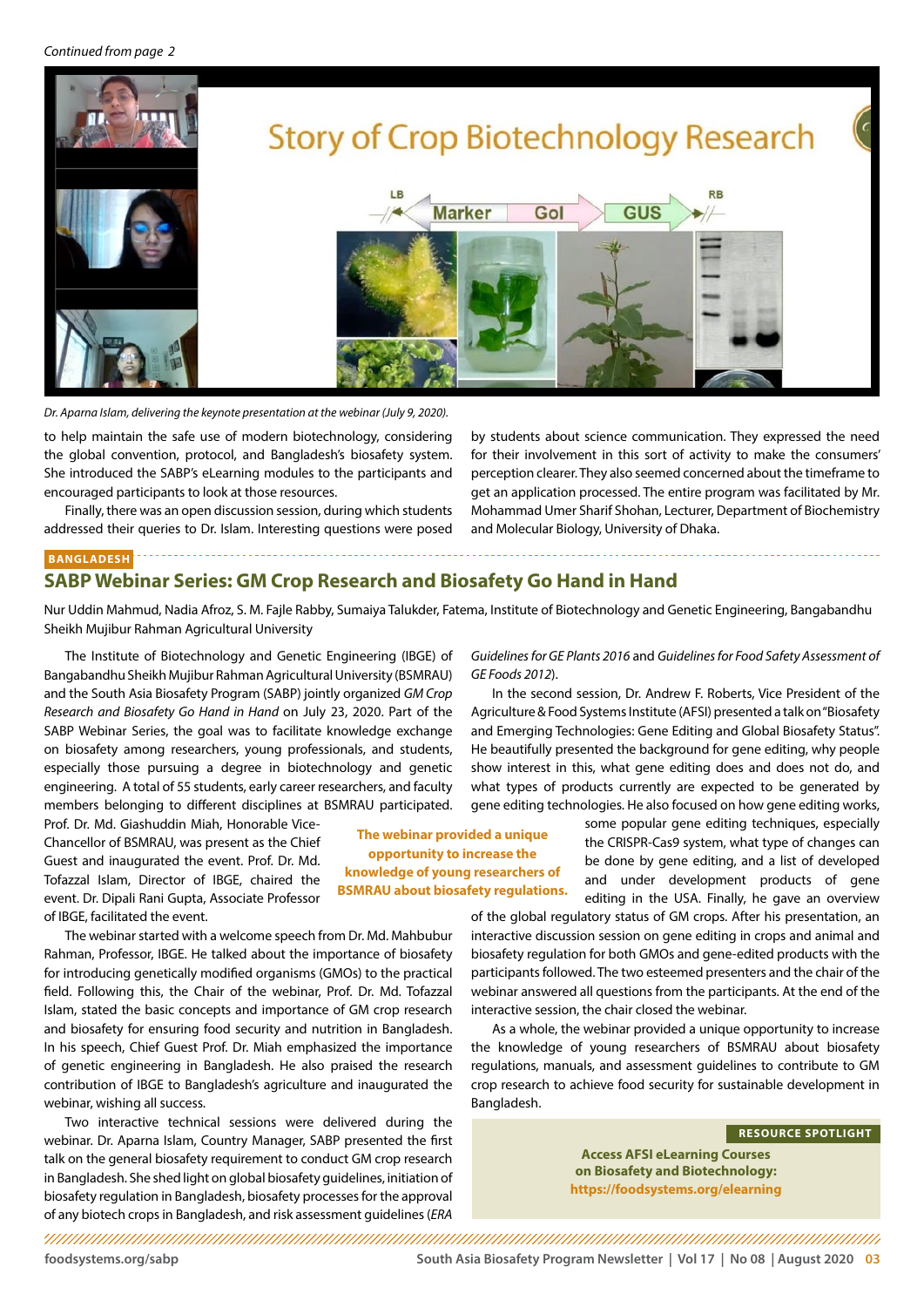*Continued from page 2*

*Dr. Aparna Islam, delivering the keynote presentation at the webinar (July 9, 2020).*

to help maintain the safe use of modern biotechnology, considering the global convention, protocol, and Bangladesh's biosafety system. She introduced the SABP's eLearning modules to the participants and encouraged participants to look at those resources.

Finally, there was an open discussion session, during which students addressed their queries to Dr. Islam. Interesting questions were posed by students about science communication. They expressed the need for their involvement in this sort of activity to make the consumers' perception clearer. They also seemed concerned about the timeframe to get an application processed. The entire program was facilitated by Mr. Mohammad Umer Sharif Shohan, Lecturer, Department of Biochemistry and Molecular Biology, University of Dhaka.

**BANGLADESH**

## SABP Webinar Series: GM Crop Research and Biosafety Go Hand in Hand

Nur Uddin Mahmud, Nadia Afroz, S. M. Fajle Rabby, Sumaiya Talukder, Fatema, Institute of Biotechnology and Genetic Engineering, Bangabandhu Sheikh Mujibur Rahman Agricultural University

The Institute of Biotechnology and Genetic Engineering (IBGE) of Bangabandhu Sheikh Mujibur Rahman Agricultural University (BSMRAU) and the South Asia Biosafety Program (SABP) jointly organized *GM Crop Research and Biosafety Go Hand in Hand* on July 23, 2020. Part of the SABP Webinar Series, the goal was to facilitate knowledge exchange on biosafety among researchers, young professionals, and students, especially those pursuing a degree in biotechnology and genetic engineering. A total of 55 students, early career researchers, and faculty members belonging to different disciplines at BSMRAU participated. Prof. Dr. Md. Giashuddin Miah, Honorable Vice-Chancellor of BSMRAU, was present as the Chief Guest and inaugurated the event. Prof. Dr. Md. Tofazzal Islam, Director of IBGE, chaired the event. Dr. Dipali Rani Gupta, Associate Professor of IBGE, facilitated the event.

**The webinar provided a unique opportunity to increase the knowledge of young researchers of BSMRAU about biosafety regulations.**

The webinar started with a welcome speech from Dr. Md. Mahbubur Rahman, Professor, IBGE. He talked about the importance of biosafety for introducing genetically modified organisms (GMOs) to the practical field. Following this, the Chair of the webinar, Prof. Dr. Md. Tofazzal Islam, stated the basic concepts and importance of GM crop research and biosafety for ensuring food security and nutrition in Bangladesh. In his speech, Chief Guest Prof. Dr. Miah emphasized the importance of genetic engineering in Bangladesh. He also praised the research contribution of IBGE to Bangladesh's agriculture and inaugurated the webinar, wishing all success.

Two interactive technical sessions were delivered during the webinar. Dr. Aparna Islam, Country Manager, SABP presented the first talk on the general biosafety requirement to conduct GM crop research in Bangladesh. She shed light on global biosafety guidelines, initiation of biosafety regulation in Bangladesh, biosafety processes for the approval of any biotech crops in Bangladesh, and risk assessment guidelines (*ERA Guidelines for GE Plants 2016* and *Guidelines for Food Safety Assessment of GE Foods 2012*).

In the second session, Dr. Andrew F. Roberts, Vice President of the Agriculture & Food Systems Institute (AFSI) presented a talk on "Biosafety and Emerging Technologies: Gene Editing and Global Biosafety Status". He beautifully presented the background for gene editing, why people show interest in this, what gene editing does and does not do, and what types of products currently are expected to be generated by gene editing technologies. He also focused on how gene editing works, some popular gene editing techniques, especially the CRISPR-Cas9 system, what type of changes can be done by gene editing, and a list of developed and under development products of gene editing in the USA. Finally, he gave an overview of the global regulatory status of GM crops. After his presentation, an interactive discussion session on gene editing in crops and animal and biosafety regulation for both GMOs and gene-edited products with the participants followed. The two esteemed presenters and the chair of the webinar answered all questions from the participants. At the end of the interactive session, the chair closed the webinar.

As a whole, the webinar provided a unique opportunity to increase the knowledge of young researchers of BSMRAU about biosafety regulations, manuals, and assessment guidelines to contribute to GM crop research to achieve food security for sustainable development in Bangladesh.

**RESOURCE SPOTLIGHT**

**Access AFSI eLearning Courses on Biosafety and Biotechnology: https://foodsystems.org/elearning**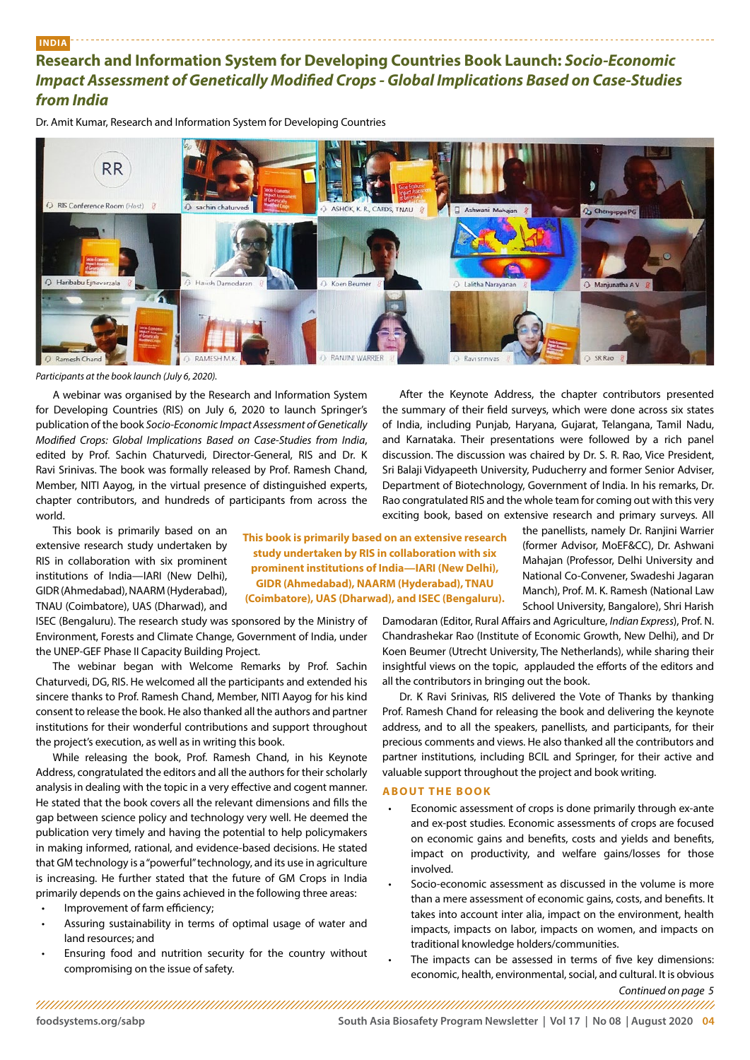INDIA

# Research and Information System for Developing Countries Book Launch: *Socio-Economic Impact Assessment of Genetically Modified Crops - Global Implications Based on Case-Studies from India*

Dr. Amit Kumar, Research and Information System for Developing Countries

*Participants at the book launch (July 6, 2020).*

A webinar was organised by the Research and Information System for Developing Countries (RIS) on July 6, 2020 to launch Springer's publication of the book *Socio-Economic Impact Assessment of Genetically Modified Crops: Global Implications Based on Case-Studies from India*, edited by Prof. Sachin Chaturvedi, Director-General, RIS and Dr. K Ravi Srinivas. The book was formally released by Prof. Ramesh Chand, Member, NITI Aayog, in the virtual presence of distinguished experts, chapter contributors, and hundreds of participants from across the world.

This book is primarily based on an extensive research study undertaken by RIS in collaboration with six prominent institutions of India—IARI (New Delhi), GIDR (Ahmedabad), NAARM (Hyderabad), TNAU (Coimbatore), UAS (Dharwad), and ISEC (Bengaluru). The research study was sponsored by the Ministry of Environment, Forests and Climate Change, Government of India, under the UNEP-GEF Phase II Capacity Building Project.

**This book is primarily based on an extensive research study undertaken by RIS in collaboration with six prominent institutions of India—IARI (New Delhi), GIDR (Ahmedabad), NAARM (Hyderabad), TNAU (Coimbatore), UAS (Dharwad), and ISEC (Bengaluru).**

The webinar began with Welcome Remarks by Prof. Sachin Chaturvedi, DG, RIS. He welcomed all the participants and extended his sincere thanks to Prof. Ramesh Chand, Member, NITI Aayog for his kind consent to release the book. He also thanked all the authors and partner institutions for their wonderful contributions and support throughout the project's execution, as well as in writing this book.

While releasing the book, Prof. Ramesh Chand, in his Keynote Address, congratulated the editors and all the authors for their scholarly analysis in dealing with the topic in a very effective and cogent manner. He stated that the book covers all the relevant dimensions and fills the gap between science policy and technology very well. He deemed the publication very timely and having the potential to help policymakers in making informed, rational, and evidence-based decisions. He stated that GM technology is a "powerful" technology, and its use in agriculture is increasing. He further stated that the future of GM Crops in India primarily depends on the gains achieved in the following three areas:

- Improvement of farm efficiency;
- Assuring sustainability in terms of optimal usage of water and land resources; and
- Ensuring food and nutrition security for the country without compromising on the issue of safety.

After the Keynote Address, the chapter contributors presented the summary of their field surveys, which were done across six states of India, including Punjab, Haryana, Gujarat, Telangana, Tamil Nadu, and Karnataka. Their presentations were followed by a rich panel discussion. The discussion was chaired by Dr. S. R. Rao, Vice President, Sri Balaji Vidyapeeth University, Puducherry and former Senior Adviser, Department of Biotechnology, Government of India. In his remarks, Dr. Rao congratulated RIS and the whole team for coming out with this very exciting book, based on extensive research and primary surveys. All the panellists, namely Dr. Ranjini Warrier (former Advisor, MoEF&CC), Dr. Ashwani Mahajan (Professor, Delhi University and National Co-Convener, Swadeshi Jagaran Manch), Prof. M. K. Ramesh (National Law School University, Bangalore), Shri Harish Damodaran (Editor, Rural Affairs and Agriculture, *Indian Express*), Prof. N. Chandrashekar Rao (Institute of Economic Growth, New Delhi), and Dr Koen Beumer (Utrecht University, The Netherlands), while sharing their insightful views on the topic, applauded the efforts of the editors and all the contributors in bringing out the book.

Dr. K Ravi Srinivas, RIS delivered the Vote of Thanks by thanking Prof. Ramesh Chand for releasing the book and delivering the keynote address, and to all the speakers, panellists, and participants, for their precious comments and views. He also thanked all the contributors and partner institutions, including BCIL and Springer, for their active and valuable support throughout the project and book writing.

## ABOUT THE BOOK

- Economic assessment of crops is done primarily through ex-ante and ex-post studies. Economic assessments of crops are focused on economic gains and benefits, costs and yields and benefits, impact on productivity, and welfare gains/losses for those involved.
- Socio-economic assessment as discussed in the volume is more than a mere assessment of economic gains, costs, and benefits. It takes into account inter alia, impact on the environment, health impacts, impacts on labor, impacts on women, and impacts on traditional knowledge holders/communities.
- The impacts can be assessed in terms of five key dimensions: economic, health, environmental, social, and cultural. It is obvious

*Continued on page 5*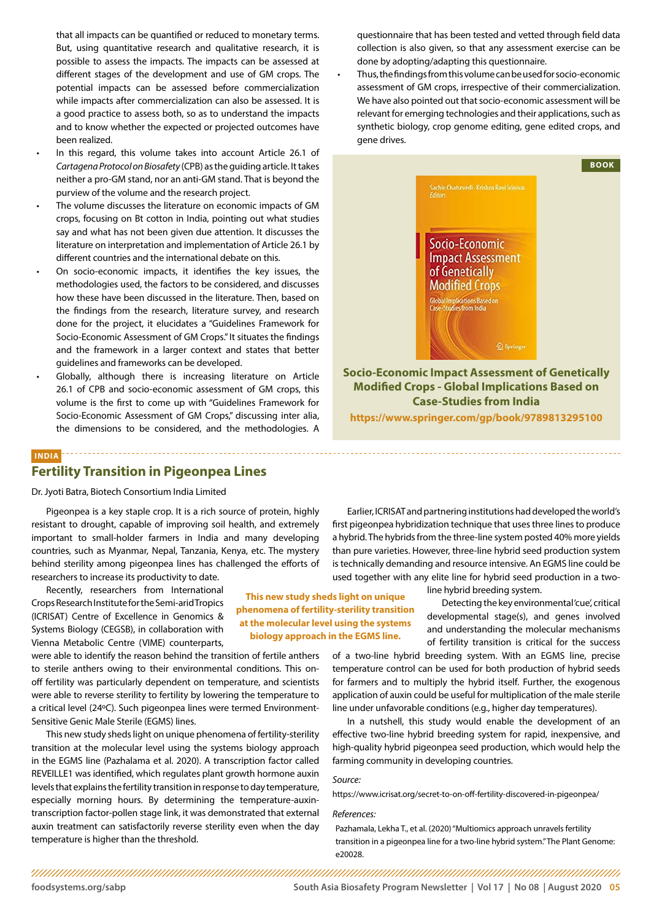that all impacts can be quantified or reduced to monetary terms. But, using quantitative research and qualitative research, it is possible to assess the impacts. The impacts can be assessed at different stages of the development and use of GM crops. The potential impacts can be assessed before commercialization while impacts after commercialization can also be assessed. It is a good practice to assess both, so as to understand the impacts and to know whether the expected or projected outcomes have been realized.

- In this regard, this volume takes into account Article 26.1 of *Cartagena Protocol on Biosafety* (CPB) as the guiding article. It takes neither a pro-GM stand, nor an anti-GM stand. That is beyond the purview of the volume and the research project.
- The volume discusses the literature on economic impacts of GM crops, focusing on Bt cotton in India, pointing out what studies say and what has not been given due attention. It discusses the literature on interpretation and implementation of Article 26.1 by different countries and the international debate on this.
- On socio-economic impacts, it identifies the key issues, the methodologies used, the factors to be considered, and discusses how these have been discussed in the literature. Then, based on the findings from the research, literature survey, and research done for the project, it elucidates a "Guidelines Framework for Socio-Economic Assessment of GM Crops." It situates the findings and the framework in a larger context and states that better guidelines and frameworks can be developed.
- Globally, although there is increasing literature on Article 26.1 of CPB and socio-economic assessment of GM crops, this volume is the first to come up with "Guidelines Framework for Socio-Economic Assessment of GM Crops," discussing inter alia, the dimensions to be considered, and the methodologies. A questionnaire that has been tested and vetted through field data collection is also given, so that any assessment exercise can be done by adopting/adapting this questionnaire.
- Thus, the findings from this volume can be used for socio-economic assessment of GM crops, irrespective of their commercialization. We have also pointed out that socio-economic assessment will be relevant for emerging technologies and their applications, such as synthetic biology, crop genome editing, gene edited crops, and gene drives.

**BOOK**

Sachin Chaturvedi · Krishna Ravi Srinivas
*Editors*

Socio-Economic Impact Assessment of Genetically Modified Crops

Global Implications Based on Case-Studies from India

Springer

**Socio-Economic Impact Assessment of Genetically Modified Crops - Global Implications Based on Case-Studies from India**

**https://www.springer.com/gp/book/9789813295100**

**INDIA**

## Fertility Transition in Pigeonpea Lines

Dr. Jyoti Batra, Biotech Consortium India Limited

Pigeonpea is a key staple crop. It is a rich source of protein, highly resistant to drought, capable of improving soil health, and extremely important to small-holder farmers in India and many developing countries, such as Myanmar, Nepal, Tanzania, Kenya, etc. The mystery behind sterility among pigeonpea lines has challenged the efforts of researchers to increase its productivity to date.

Recently, researchers from International Crops Research Institute for the Semi-arid Tropics (ICRISAT) Centre of Excellence in Genomics & Systems Biology (CEGSB), in collaboration with Vienna Metabolic Centre (VIME) counterparts, were able to identify the reason behind the transition of fertile anthers to sterile anthers owing to their environmental conditions. This on-off fertility was particularly dependent on temperature, and scientists were able to reverse sterility to fertility by lowering the temperature to a critical level (24ºC). Such pigeonpea lines were termed Environment-Sensitive Genic Male Sterile (EGMS) lines.

**This new study sheds light on unique phenomena of fertility-sterility transition at the molecular level using the systems biology approach in the EGMS line.**

This new study sheds light on unique phenomena of fertility-sterility transition at the molecular level using the systems biology approach in the EGMS line (Pazhalama et al. 2020). A transcription factor called REVEILLE1 was identified, which regulates plant growth hormone auxin levels that explains the fertility transition in response to day temperature, especially morning hours. By determining the temperature-auxin-transcription factor-pollen stage link, it was demonstrated that external auxin treatment can satisfactorily reverse sterility even when the day temperature is higher than the threshold.

Earlier, ICRISAT and partnering institutions had developed the world's first pigeonpea hybridization technique that uses three lines to produce a hybrid. The hybrids from the three-line system posted 40% more yields than pure varieties. However, three-line hybrid seed production system is technically demanding and resource intensive. An EGMS line could be used together with any elite line for hybrid seed production in a two-line hybrid breeding system.

Detecting the key environmental 'cue', critical developmental stage(s), and genes involved and understanding the molecular mechanisms of fertility transition is critical for the success of a two-line hybrid breeding system. With an EGMS line, precise temperature control can be used for both production of hybrid seeds for farmers and to multiply the hybrid itself. Further, the exogenous application of auxin could be useful for multiplication of the male sterile line under unfavorable conditions (e.g., higher day temperatures).

In a nutshell, this study would enable the development of an effective two-line hybrid breeding system for rapid, inexpensive, and high-quality hybrid pigeonpea seed production, which would help the farming community in developing countries.

*Source:*

https://www.icrisat.org/secret-to-on-off-fertility-discovered-in-pigeonpea/

*References:*

Pazhamala, Lekha T., et al. (2020) "Multiomics approach unravels fertility transition in a pigeonpea line for a two-line hybrid system." The Plant Genome: e20028.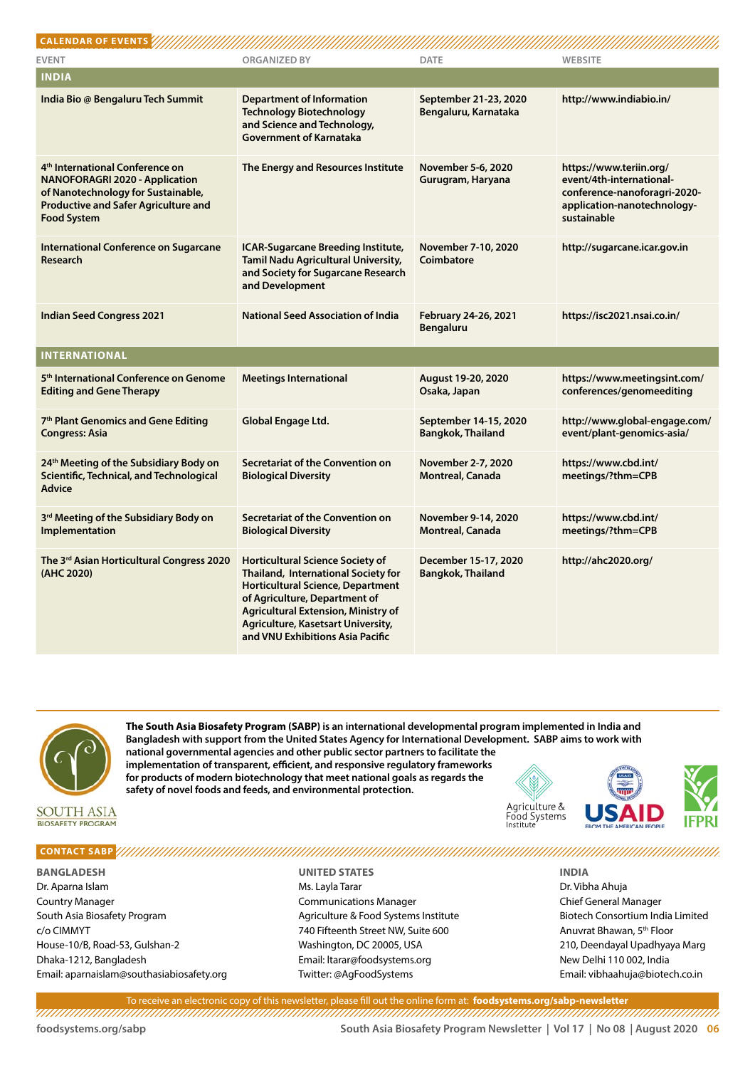## CALENDAR OF EVENTS

| EVENT | ORGANIZED BY | DATE | WEBSITE |
| --- | --- | --- | --- |
| **INDIA** | | | |
| India Bio @ Bengaluru Tech Summit | Department of Information Technology Biotechnology and Science and Technology, Government of Karnataka | September 21-23, 2020 Bengaluru, Karnataka | http://www.indiabio.in/ |
| 4th International Conference on NANOFORAGRI 2020 - Application of Nanotechnology for Sustainable, Productive and Safer Agriculture and Food System | The Energy and Resources Institute | November 5-6, 2020 Gurugram, Haryana | https://www.teriin.org/event/4th-international-conference-nanoforagri-2020-application-nanotechnology-sustainable |
| International Conference on Sugarcane Research | ICAR-Sugarcane Breeding Institute, Tamil Nadu Agricultural University, and Society for Sugarcane Research and Development | November 7-10, 2020 Coimbatore | http://sugarcane.icar.gov.in |
| Indian Seed Congress 2021 | National Seed Association of India | February 24-26, 2021 Bengaluru | https://isc2021.nsai.co.in/ |
| **INTERNATIONAL** | | | |
| 5th International Conference on Genome Editing and Gene Therapy | Meetings International | August 19-20, 2020 Osaka, Japan | https://www.meetingsint.com/conferences/genomeediting |
| 7th Plant Genomics and Gene Editing Congress: Asia | Global Engage Ltd. | September 14-15, 2020 Bangkok, Thailand | http://www.global-engage.com/event/plant-genomics-asia/ |
| 24th Meeting of the Subsidiary Body on Scientific, Technical, and Technological Advice | Secretariat of the Convention on Biological Diversity | November 2-7, 2020 Montreal, Canada | https://www.cbd.int/meetings/?thm=CPB |
| 3rd Meeting of the Subsidiary Body on Implementation | Secretariat of the Convention on Biological Diversity | November 9-14, 2020 Montreal, Canada | https://www.cbd.int/meetings/?thm=CPB |
| The 3rd Asian Horticultural Congress 2020 (AHC 2020) | Horticultural Science Society of Thailand, International Society for Horticultural Science, Department of Agriculture, Department of Agricultural Extension, Ministry of Agriculture, Kasetsart University, and VNU Exhibitions Asia Pacific | December 15-17, 2020 Bangkok, Thailand | http://ahc2020.org/ |

SOUTH ASIA BIOSAFETY PROGRAM

**The South Asia Biosafety Program (SABP) is an international developmental program implemented in India and Bangladesh with support from the United States Agency for International Development. SABP aims to work with national governmental agencies and other public sector partners to facilitate the implementation of transparent, efficient, and responsive regulatory frameworks for products of modern biotechnology that meet national goals as regards the safety of novel foods and feeds, and environmental protection.**

Agriculture & Food Systems Institute | USAID FROM THE AMERICAN PEOPLE | IFPRI

## CONTACT SABP

**BANGLADESH**
Dr. Aparna Islam
Country Manager
South Asia Biosafety Program
c/o CIMMYT
House-10/B, Road-53, Gulshan-2
Dhaka-1212, Bangladesh
Email: aparnaislam@southasiabiosafety.org

**UNITED STATES**
Ms. Layla Tarar
Communications Manager
Agriculture & Food Systems Institute
740 Fifteenth Street NW, Suite 600
Washington, DC 20005, USA
Email: ltarar@foodsystems.org
Twitter: @AgFoodSystems

**INDIA**
Dr. Vibha Ahuja
Chief General Manager
Biotech Consortium India Limited
Anuvrat Bhawan, 5th Floor
210, Deendayal Upadhyaya Marg
New Delhi 110 002, India
Email: vibhaahuja@biotech.co.in

To receive an electronic copy of this newsletter, please fill out the online form at: **foodsystems.org/sabp-newsletter**